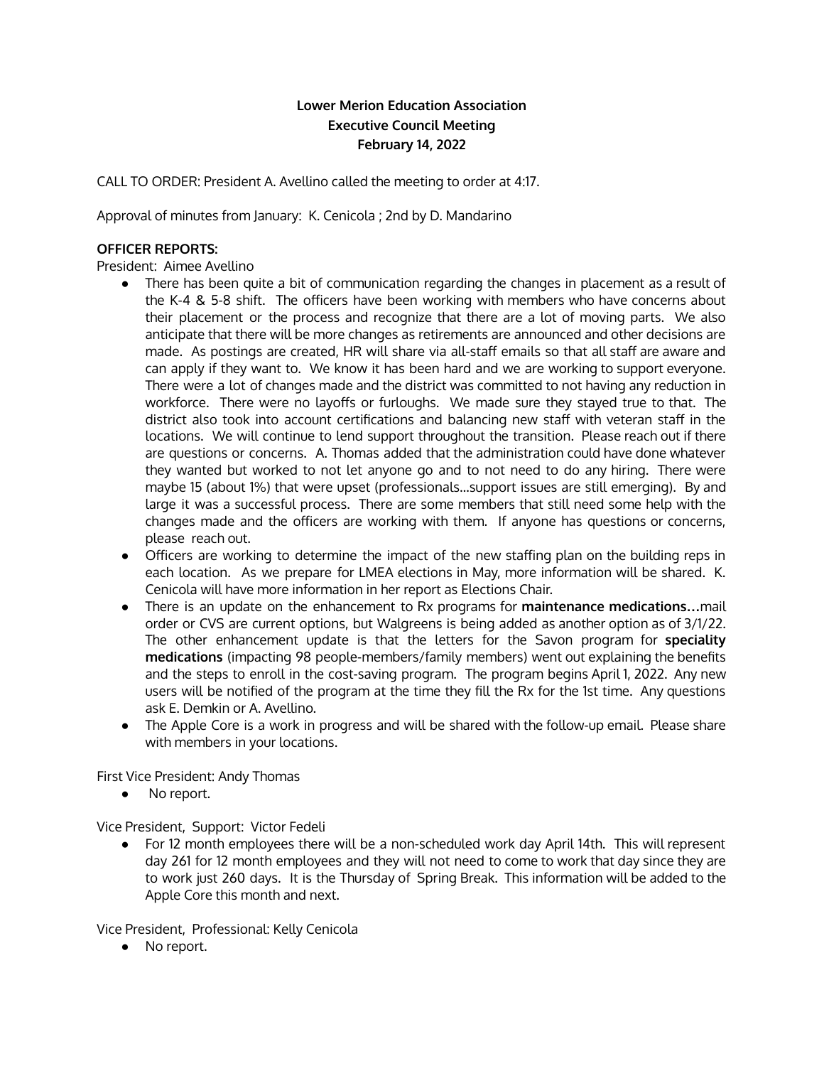**Lower Merion Education Association**
**Executive Council Meeting**
**February 14, 2022**

CALL TO ORDER: President A. Avellino called the meeting to order at 4:17.

Approval of minutes from January: K. Cenicola ; 2nd by D. Mandarino

**OFFICER REPORTS:**

President: Aimee Avellino

- There has been quite a bit of communication regarding the changes in placement as a result of the K-4 & 5-8 shift. The officers have been working with members who have concerns about their placement or the process and recognize that there are a lot of moving parts. We also anticipate that there will be more changes as retirements are announced and other decisions are made. As postings are created, HR will share via all-staff emails so that all staff are aware and can apply if they want to. We know it has been hard and we are working to support everyone. There were a lot of changes made and the district was committed to not having any reduction in workforce. There were no layoffs or furloughs. We made sure they stayed true to that. The district also took into account certifications and balancing new staff with veteran staff in the locations. We will continue to lend support throughout the transition. Please reach out if there are questions or concerns. A. Thomas added that the administration could have done whatever they wanted but worked to not let anyone go and to not need to do any hiring. There were maybe 15 (about 1%) that were upset (professionals...support issues are still emerging). By and large it was a successful process. There are some members that still need some help with the changes made and the officers are working with them. If anyone has questions or concerns, please reach out.
- Officers are working to determine the impact of the new staffing plan on the building reps in each location. As we prepare for LMEA elections in May, more information will be shared. K. Cenicola will have more information in her report as Elections Chair.
- There is an update on the enhancement to Rx programs for **maintenance medications…**mail order or CVS are current options, but Walgreens is being added as another option as of 3/1/22. The other enhancement update is that the letters for the Savon program for **speciality medications** (impacting 98 people-members/family members) went out explaining the benefits and the steps to enroll in the cost-saving program. The program begins April 1, 2022. Any new users will be notified of the program at the time they fill the Rx for the 1st time. Any questions ask E. Demkin or A. Avellino.
- The Apple Core is a work in progress and will be shared with the follow-up email. Please share with members in your locations.

First Vice President: Andy Thomas

- No report.

Vice President, Support: Victor Fedeli

- For 12 month employees there will be a non-scheduled work day April 14th. This will represent day 261 for 12 month employees and they will not need to come to work that day since they are to work just 260 days. It is the Thursday of Spring Break. This information will be added to the Apple Core this month and next.

Vice President, Professional: Kelly Cenicola

- No report.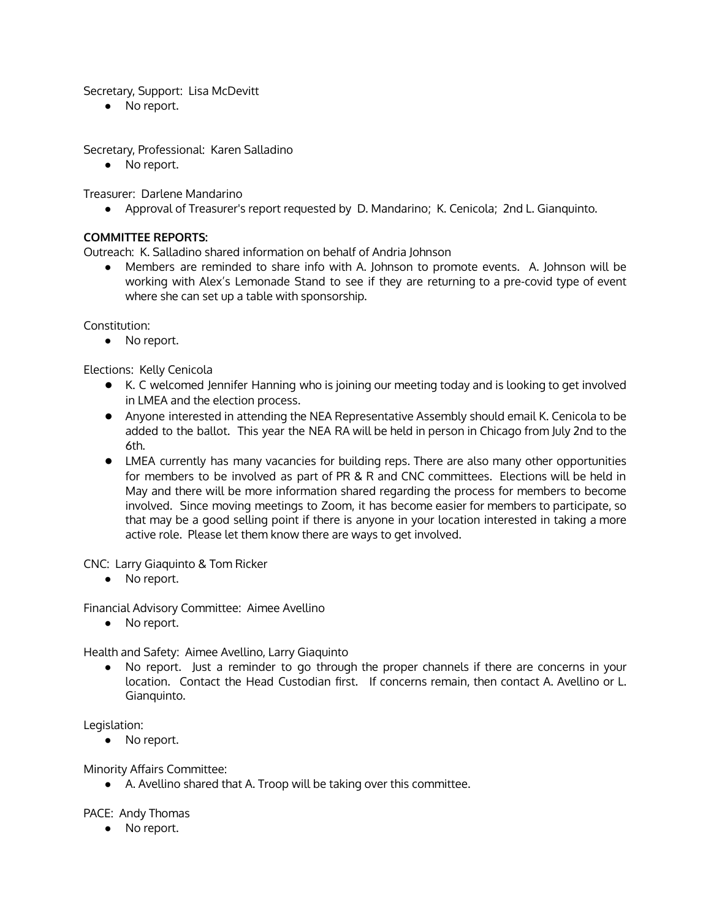Secretary, Support: Lisa McDevitt

- No report.

Secretary, Professional: Karen Salladino

- No report.

Treasurer: Darlene Mandarino

- Approval of Treasurer's report requested by D. Mandarino; K. Cenicola; 2nd L. Gianquinto.

**COMMITTEE REPORTS:**

Outreach: K. Salladino shared information on behalf of Andria Johnson

- Members are reminded to share info with A. Johnson to promote events. A. Johnson will be working with Alex's Lemonade Stand to see if they are returning to a pre-covid type of event where she can set up a table with sponsorship.

Constitution:

- No report.

Elections: Kelly Cenicola

- K. C welcomed Jennifer Hanning who is joining our meeting today and is looking to get involved in LMEA and the election process.
- Anyone interested in attending the NEA Representative Assembly should email K. Cenicola to be added to the ballot. This year the NEA RA will be held in person in Chicago from July 2nd to the 6th.
- LMEA currently has many vacancies for building reps. There are also many other opportunities for members to be involved as part of PR & R and CNC committees. Elections will be held in May and there will be more information shared regarding the process for members to become involved. Since moving meetings to Zoom, it has become easier for members to participate, so that may be a good selling point if there is anyone in your location interested in taking a more active role. Please let them know there are ways to get involved.

CNC: Larry Giaquinto & Tom Ricker

- No report.

Financial Advisory Committee: Aimee Avellino

- No report.

Health and Safety: Aimee Avellino, Larry Giaquinto

- No report. Just a reminder to go through the proper channels if there are concerns in your location. Contact the Head Custodian first. If concerns remain, then contact A. Avellino or L. Gianquinto.

Legislation:

- No report.

Minority Affairs Committee:

- A. Avellino shared that A. Troop will be taking over this committee.

PACE: Andy Thomas

- No report.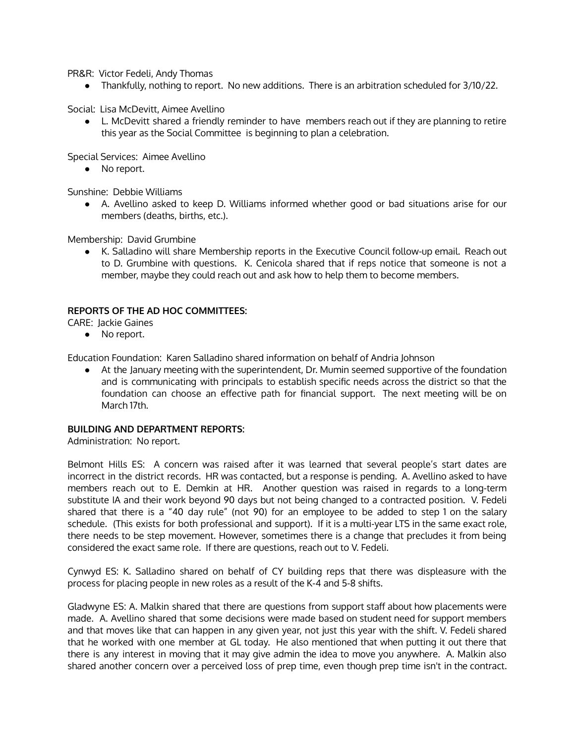PR&R: Victor Fedeli, Andy Thomas

- Thankfully, nothing to report. No new additions. There is an arbitration scheduled for 3/10/22.

Social: Lisa McDevitt, Aimee Avellino

- L. McDevitt shared a friendly reminder to have members reach out if they are planning to retire this year as the Social Committee is beginning to plan a celebration.

Special Services: Aimee Avellino

- No report.

Sunshine: Debbie Williams

- A. Avellino asked to keep D. Williams informed whether good or bad situations arise for our members (deaths, births, etc.).

Membership: David Grumbine

- K. Salladino will share Membership reports in the Executive Council follow-up email. Reach out to D. Grumbine with questions. K. Cenicola shared that if reps notice that someone is not a member, maybe they could reach out and ask how to help them to become members.

**REPORTS OF THE AD HOC COMMITTEES:**

CARE: Jackie Gaines

- No report.

Education Foundation: Karen Salladino shared information on behalf of Andria Johnson

- At the January meeting with the superintendent, Dr. Mumin seemed supportive of the foundation and is communicating with principals to establish specific needs across the district so that the foundation can choose an effective path for financial support. The next meeting will be on March 17th.

**BUILDING AND DEPARTMENT REPORTS:**

Administration: No report.

Belmont Hills ES: A concern was raised after it was learned that several people's start dates are incorrect in the district records. HR was contacted, but a response is pending. A. Avellino asked to have members reach out to E. Demkin at HR. Another question was raised in regards to a long-term substitute IA and their work beyond 90 days but not being changed to a contracted position. V. Fedeli shared that there is a "40 day rule" (not 90) for an employee to be added to step 1 on the salary schedule. (This exists for both professional and support). If it is a multi-year LTS in the same exact role, there needs to be step movement. However, sometimes there is a change that precludes it from being considered the exact same role. If there are questions, reach out to V. Fedeli.

Cynwyd ES: K. Salladino shared on behalf of CY building reps that there was displeasure with the process for placing people in new roles as a result of the K-4 and 5-8 shifts.

Gladwyne ES: A. Malkin shared that there are questions from support staff about how placements were made. A. Avellino shared that some decisions were made based on student need for support members and that moves like that can happen in any given year, not just this year with the shift. V. Fedeli shared that he worked with one member at GL today. He also mentioned that when putting it out there that there is any interest in moving that it may give admin the idea to move you anywhere. A. Malkin also shared another concern over a perceived loss of prep time, even though prep time isn't in the contract.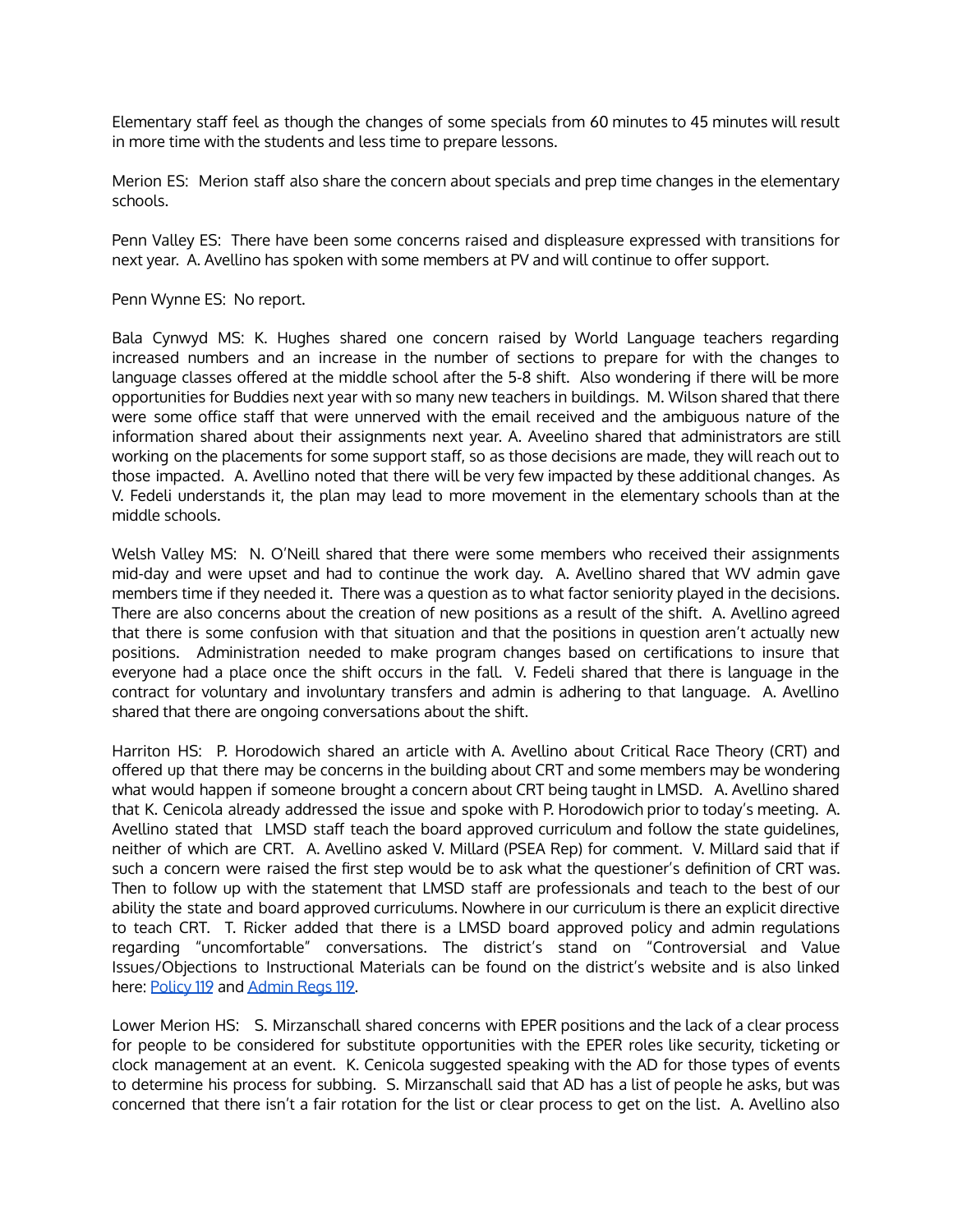Elementary staff feel as though the changes of some specials from 60 minutes to 45 minutes will result in more time with the students and less time to prepare lessons.

Merion ES: Merion staff also share the concern about specials and prep time changes in the elementary schools.

Penn Valley ES: There have been some concerns raised and displeasure expressed with transitions for next year. A. Avellino has spoken with some members at PV and will continue to offer support.

Penn Wynne ES: No report.

Bala Cynwyd MS: K. Hughes shared one concern raised by World Language teachers regarding increased numbers and an increase in the number of sections to prepare for with the changes to language classes offered at the middle school after the 5-8 shift. Also wondering if there will be more opportunities for Buddies next year with so many new teachers in buildings. M. Wilson shared that there were some office staff that were unnerved with the email received and the ambiguous nature of the information shared about their assignments next year. A. Aveelino shared that administrators are still working on the placements for some support staff, so as those decisions are made, they will reach out to those impacted. A. Avellino noted that there will be very few impacted by these additional changes. As V. Fedeli understands it, the plan may lead to more movement in the elementary schools than at the middle schools.

Welsh Valley MS: N. O'Neill shared that there were some members who received their assignments mid-day and were upset and had to continue the work day. A. Avellino shared that WV admin gave members time if they needed it. There was a question as to what factor seniority played in the decisions. There are also concerns about the creation of new positions as a result of the shift. A. Avellino agreed that there is some confusion with that situation and that the positions in question aren't actually new positions. Administration needed to make program changes based on certifications to insure that everyone had a place once the shift occurs in the fall. V. Fedeli shared that there is language in the contract for voluntary and involuntary transfers and admin is adhering to that language. A. Avellino shared that there are ongoing conversations about the shift.

Harriton HS: P. Horodowich shared an article with A. Avellino about Critical Race Theory (CRT) and offered up that there may be concerns in the building about CRT and some members may be wondering what would happen if someone brought a concern about CRT being taught in LMSD. A. Avellino shared that K. Cenicola already addressed the issue and spoke with P. Horodowich prior to today's meeting. A. Avellino stated that LMSD staff teach the board approved curriculum and follow the state guidelines, neither of which are CRT. A. Avellino asked V. Millard (PSEA Rep) for comment. V. Millard said that if such a concern were raised the first step would be to ask what the questioner's definition of CRT was. Then to follow up with the statement that LMSD staff are professionals and teach to the best of our ability the state and board approved curriculums. Nowhere in our curriculum is there an explicit directive to teach CRT. T. Ricker added that there is a LMSD board approved policy and admin regulations regarding "uncomfortable" conversations. The district's stand on "Controversial and Value Issues/Objections to Instructional Materials can be found on the district's website and is also linked here: Policy 119 and Admin Regs 119.

Lower Merion HS: S. Mirzanschall shared concerns with EPER positions and the lack of a clear process for people to be considered for substitute opportunities with the EPER roles like security, ticketing or clock management at an event. K. Cenicola suggested speaking with the AD for those types of events to determine his process for subbing. S. Mirzanschall said that AD has a list of people he asks, but was concerned that there isn't a fair rotation for the list or clear process to get on the list. A. Avellino also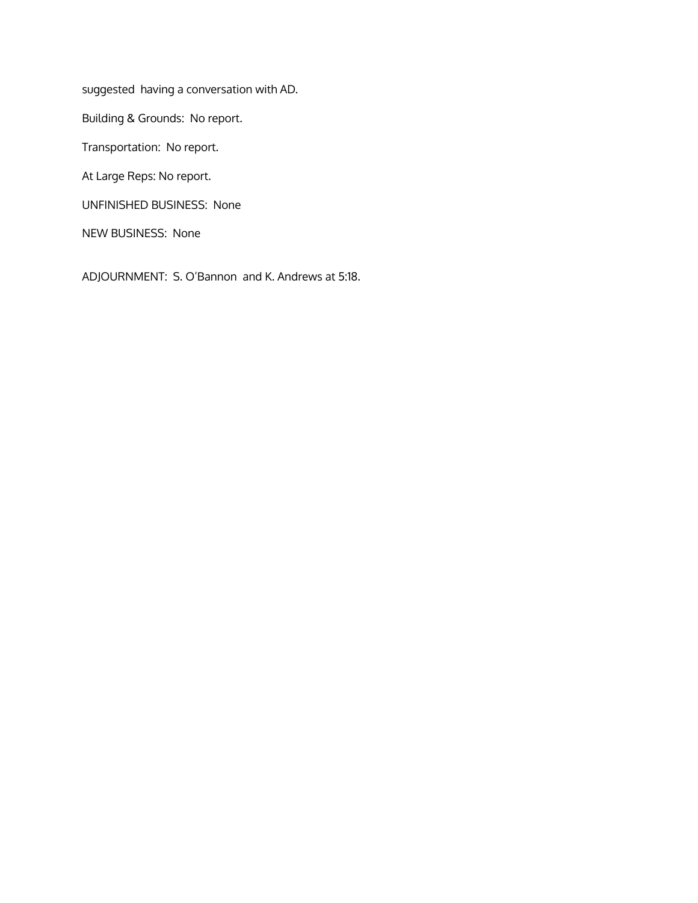suggested having a conversation with AD.

Building & Grounds: No report.

Transportation: No report.

At Large Reps: No report.

UNFINISHED BUSINESS: None

NEW BUSINESS: None

ADJOURNMENT: S. O'Bannon and K. Andrews at 5:18.